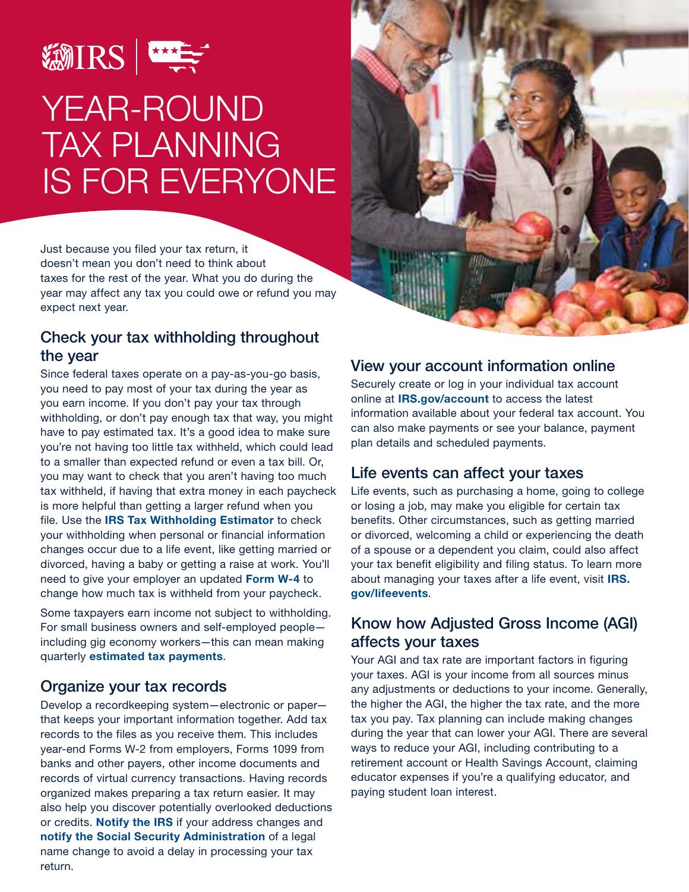# YEAR-ROUND TAX PLANNING IS FOR EVERYONE

Just because you filed your tax return, it doesn't mean you don't need to think about taxes for the rest of the year. What you do during the year may affect any tax you could owe or refund you may expect next year.

## Check your tax withholding throughout the year

Since federal taxes operate on a pay-as-you-go basis, you need to pay most of your tax during the year as you earn income. If you don't pay your tax through withholding, or don't pay enough tax that way, you might have to pay estimated tax. It's a good idea to make sure you're not having too little tax withheld, which could lead to a smaller than expected refund or even a tax bill. Or, you may want to check that you aren't having too much tax withheld, if having that extra money in each paycheck is more helpful than getting a larger refund when you file. Use the **IRS Tax Withholding Estimator** to check your withholding when personal or financial information changes occur due to a life event, like getting married or divorced, having a baby or getting a raise at work. You'll need to give your employer an updated **Form W-4** to change how much tax is withheld from your paycheck.

Some taxpayers earn income not subject to withholding. For small business owners and self-employed people—including gig economy workers—this can mean making quarterly **estimated tax payments**.

## Organize your tax records

Develop a recordkeeping system—electronic or paper—that keeps your important information together. Add tax records to the files as you receive them. This includes year-end Forms W-2 from employers, Forms 1099 from banks and other payers, other income documents and records of virtual currency transactions. Having records organized makes preparing a tax return easier. It may also help you discover potentially overlooked deductions or credits. **Notify the IRS** if your address changes and **notify the Social Security Administration** of a legal name change to avoid a delay in processing your tax return.

## View your account information online

Securely create or log in your individual tax account online at **IRS.gov/account** to access the latest information available about your federal tax account. You can also make payments or see your balance, payment plan details and scheduled payments.

## Life events can affect your taxes

Life events, such as purchasing a home, going to college or losing a job, may make you eligible for certain tax benefits. Other circumstances, such as getting married or divorced, welcoming a child or experiencing the death of a spouse or a dependent you claim, could also affect your tax benefit eligibility and filing status. To learn more about managing your taxes after a life event, visit **IRS.gov/lifeevents**.

## Know how Adjusted Gross Income (AGI) affects your taxes

Your AGI and tax rate are important factors in figuring your taxes. AGI is your income from all sources minus any adjustments or deductions to your income. Generally, the higher the AGI, the higher the tax rate, and the more tax you pay. Tax planning can include making changes during the year that can lower your AGI. There are several ways to reduce your AGI, including contributing to a retirement account or Health Savings Account, claiming educator expenses if you're a qualifying educator, and paying student loan interest.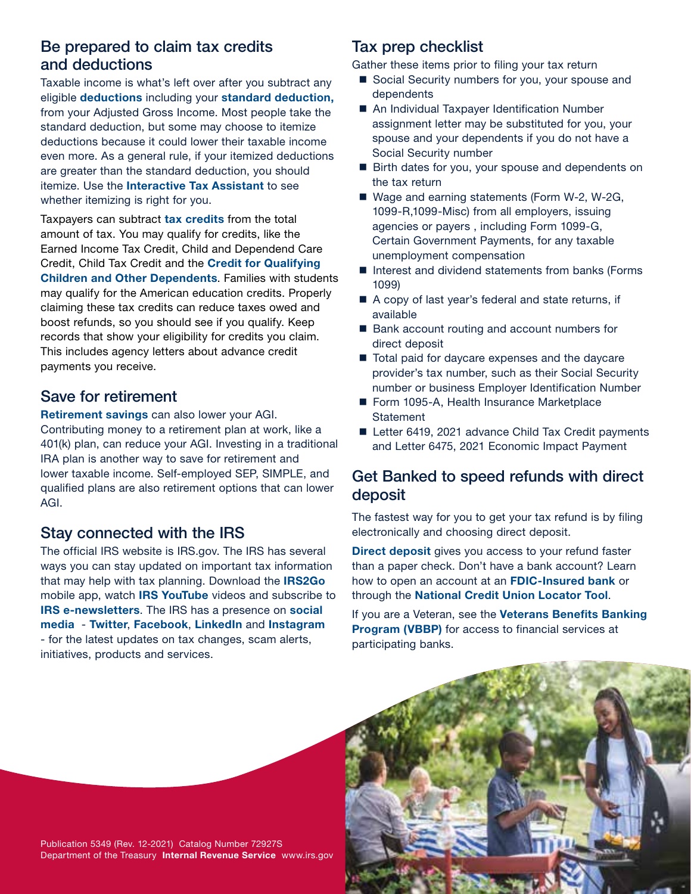## Be prepared to claim tax credits and deductions

Taxable income is what's left over after you subtract any eligible **deductions** including your **standard deduction,** from your Adjusted Gross Income. Most people take the standard deduction, but some may choose to itemize deductions because it could lower their taxable income even more. As a general rule, if your itemized deductions are greater than the standard deduction, you should itemize. Use the **Interactive Tax Assistant** to see whether itemizing is right for you.

Taxpayers can subtract **tax credits** from the total amount of tax. You may qualify for credits, like the Earned Income Tax Credit, Child and Dependend Care Credit, Child Tax Credit and the **Credit for Qualifying Children and Other Dependents**. Families with students may qualify for the American education credits. Properly claiming these tax credits can reduce taxes owed and boost refunds, so you should see if you qualify. Keep records that show your eligibility for credits you claim. This includes agency letters about advance credit payments you receive.

## Save for retirement

**Retirement savings** can also lower your AGI. Contributing money to a retirement plan at work, like a 401(k) plan, can reduce your AGI. Investing in a traditional IRA plan is another way to save for retirement and lower taxable income. Self-employed SEP, SIMPLE, and qualified plans are also retirement options that can lower AGI.

## Stay connected with the IRS

The official IRS website is IRS.gov. The IRS has several ways you can stay updated on important tax information that may help with tax planning. Download the **IRS2Go** mobile app, watch **IRS YouTube** videos and subscribe to **IRS e-newsletters**. The IRS has a presence on **social media** - **Twitter**, **Facebook**, **LinkedIn** and **Instagram** - for the latest updates on tax changes, scam alerts, initiatives, products and services.

## Tax prep checklist

Gather these items prior to filing your tax return

- Social Security numbers for you, your spouse and dependents
- An Individual Taxpayer Identification Number assignment letter may be substituted for you, your spouse and your dependents if you do not have a Social Security number
- Birth dates for you, your spouse and dependents on the tax return
- Wage and earning statements (Form W-2, W-2G, 1099-R,1099-Misc) from all employers, issuing agencies or payers , including Form 1099-G, Certain Government Payments, for any taxable unemployment compensation
- Interest and dividend statements from banks (Forms 1099)
- A copy of last year's federal and state returns, if available
- Bank account routing and account numbers for direct deposit
- Total paid for daycare expenses and the daycare provider's tax number, such as their Social Security number or business Employer Identification Number
- Form 1095-A, Health Insurance Marketplace Statement
- Letter 6419, 2021 advance Child Tax Credit payments and Letter 6475, 2021 Economic Impact Payment

## Get Banked to speed refunds with direct deposit

The fastest way for you to get your tax refund is by filing electronically and choosing direct deposit.

**Direct deposit** gives you access to your refund faster than a paper check. Don't have a bank account? Learn how to open an account at an **FDIC-Insured bank** or through the **National Credit Union Locator Tool**.

If you are a Veteran, see the **Veterans Benefits Banking Program (VBBP)** for access to financial services at participating banks.

Publication 5349 (Rev. 12-2021) Catalog Number 72927S
Department of the Treasury **Internal Revenue Service** www.irs.gov